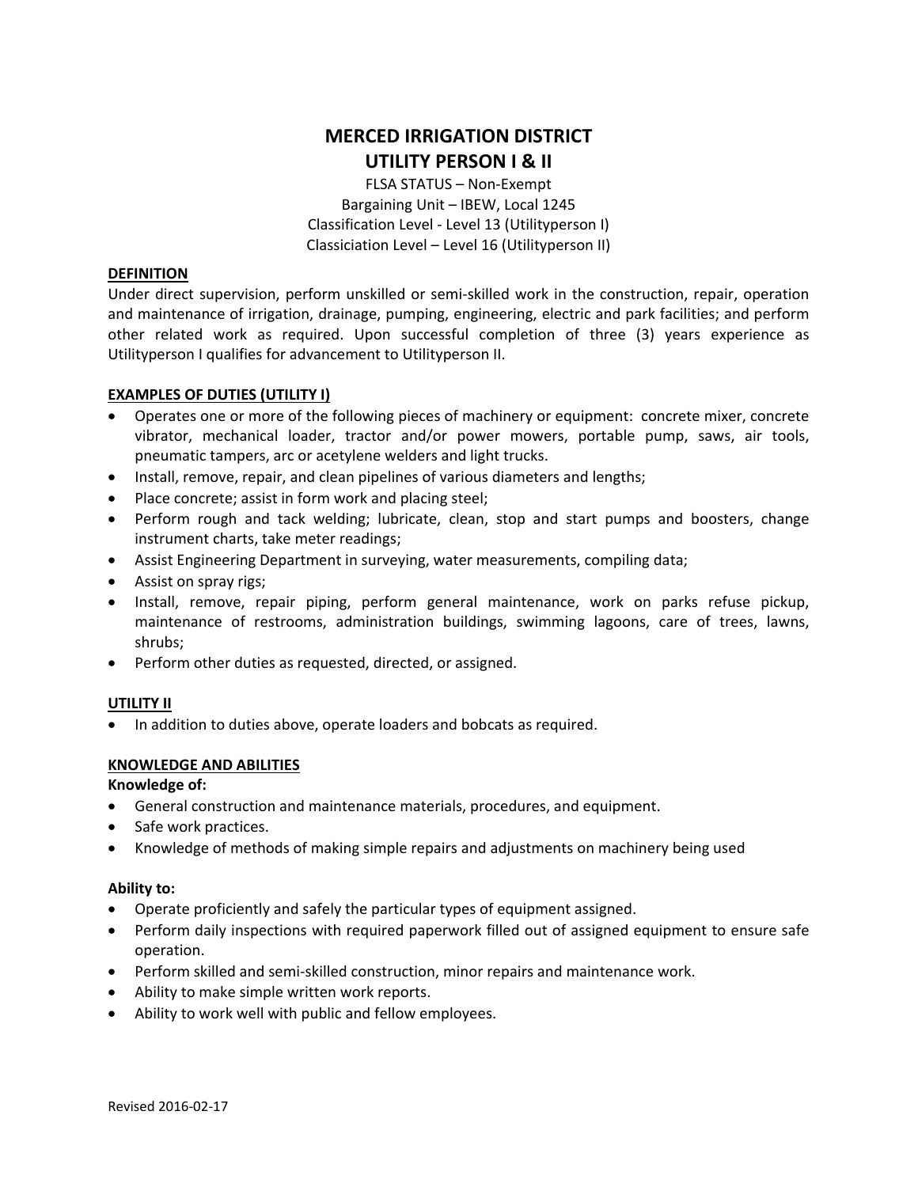# MERCED IRRIGATION DISTRICT
# UTILITY PERSON I & II

FLSA STATUS – Non-Exempt
Bargaining Unit – IBEW, Local 1245
Classification Level - Level 13 (Utilityperson I)
Classiciation Level – Level 16 (Utilityperson II)

## DEFINITION

Under direct supervision, perform unskilled or semi-skilled work in the construction, repair, operation and maintenance of irrigation, drainage, pumping, engineering, electric and park facilities; and perform other related work as required. Upon successful completion of three (3) years experience as Utilityperson I qualifies for advancement to Utilityperson II.

## EXAMPLES OF DUTIES (UTILITY I)

- Operates one or more of the following pieces of machinery or equipment: concrete mixer, concrete vibrator, mechanical loader, tractor and/or power mowers, portable pump, saws, air tools, pneumatic tampers, arc or acetylene welders and light trucks.
- Install, remove, repair, and clean pipelines of various diameters and lengths;
- Place concrete; assist in form work and placing steel;
- Perform rough and tack welding; lubricate, clean, stop and start pumps and boosters, change instrument charts, take meter readings;
- Assist Engineering Department in surveying, water measurements, compiling data;
- Assist on spray rigs;
- Install, remove, repair piping, perform general maintenance, work on parks refuse pickup, maintenance of restrooms, administration buildings, swimming lagoons, care of trees, lawns, shrubs;
- Perform other duties as requested, directed, or assigned.

## UTILITY II

- In addition to duties above, operate loaders and bobcats as required.

## KNOWLEDGE AND ABILITIES

**Knowledge of:**

- General construction and maintenance materials, procedures, and equipment.
- Safe work practices.
- Knowledge of methods of making simple repairs and adjustments on machinery being used

**Ability to:**

- Operate proficiently and safely the particular types of equipment assigned.
- Perform daily inspections with required paperwork filled out of assigned equipment to ensure safe operation.
- Perform skilled and semi-skilled construction, minor repairs and maintenance work.
- Ability to make simple written work reports.
- Ability to work well with public and fellow employees.

Revised 2016-02-17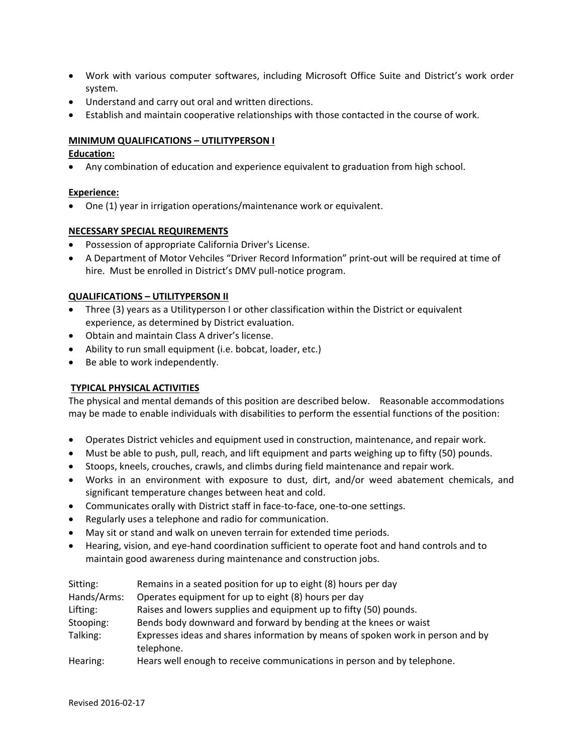- Work with various computer softwares, including Microsoft Office Suite and District's work order system.
- Understand and carry out oral and written directions.
- Establish and maintain cooperative relationships with those contacted in the course of work.

**MINIMUM QUALIFICATIONS – UTILITYPERSON I**

**Education:**

- Any combination of education and experience equivalent to graduation from high school.

**Experience:**

- One (1) year in irrigation operations/maintenance work or equivalent.

**NECESSARY SPECIAL REQUIREMENTS**

- Possession of appropriate California Driver's License.
- A Department of Motor Vehciles "Driver Record Information" print-out will be required at time of hire. Must be enrolled in District's DMV pull-notice program.

**QUALIFICATIONS – UTILITYPERSON II**

- Three (3) years as a Utilityperson I or other classification within the District or equivalent experience, as determined by District evaluation.
- Obtain and maintain Class A driver's license.
- Ability to run small equipment (i.e. bobcat, loader, etc.)
- Be able to work independently.

**TYPICAL PHYSICAL ACTIVITIES**

The physical and mental demands of this position are described below. Reasonable accommodations may be made to enable individuals with disabilities to perform the essential functions of the position:

- Operates District vehicles and equipment used in construction, maintenance, and repair work.
- Must be able to push, pull, reach, and lift equipment and parts weighing up to fifty (50) pounds.
- Stoops, kneels, crouches, crawls, and climbs during field maintenance and repair work.
- Works in an environment with exposure to dust, dirt, and/or weed abatement chemicals, and significant temperature changes between heat and cold.
- Communicates orally with District staff in face-to-face, one-to-one settings.
- Regularly uses a telephone and radio for communication.
- May sit or stand and walk on uneven terrain for extended time periods.
- Hearing, vision, and eye-hand coordination sufficient to operate foot and hand controls and to maintain good awareness during maintenance and construction jobs.

| | |
|---|---|
| Sitting: | Remains in a seated position for up to eight (8) hours per day |
| Hands/Arms: | Operates equipment for up to eight (8) hours per day |
| Lifting: | Raises and lowers supplies and equipment up to fifty (50) pounds. |
| Stooping: | Bends body downward and forward by bending at the knees or waist |
| Talking: | Expresses ideas and shares information by means of spoken work in person and by telephone. |
| Hearing: | Hears well enough to receive communications in person and by telephone. |

Revised 2016-02-17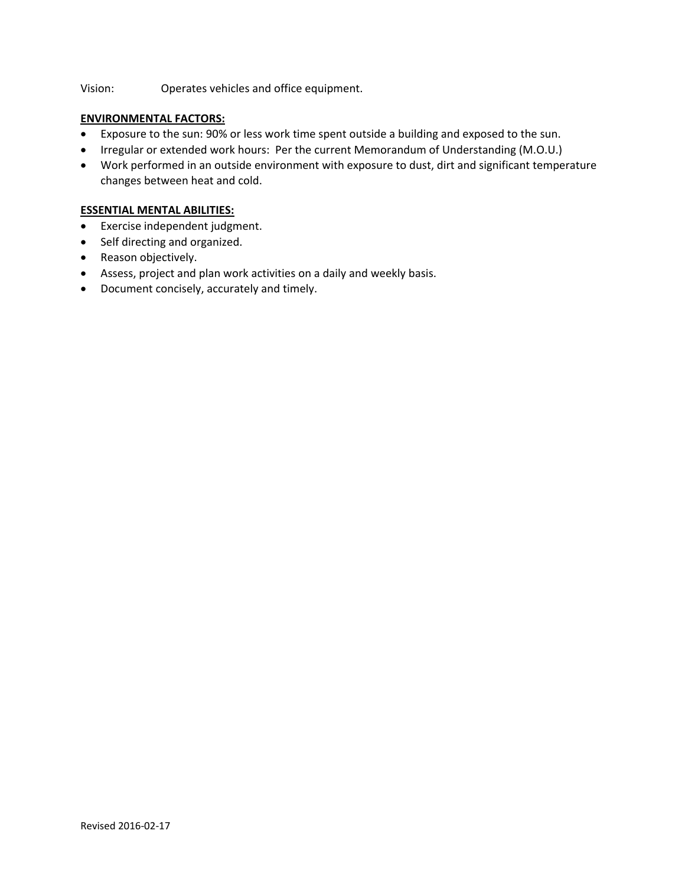Vision: Operates vehicles and office equipment.

**ENVIRONMENTAL FACTORS:**

- Exposure to the sun: 90% or less work time spent outside a building and exposed to the sun.
- Irregular or extended work hours: Per the current Memorandum of Understanding (M.O.U.)
- Work performed in an outside environment with exposure to dust, dirt and significant temperature changes between heat and cold.

**ESSENTIAL MENTAL ABILITIES:**

- Exercise independent judgment.
- Self directing and organized.
- Reason objectively.
- Assess, project and plan work activities on a daily and weekly basis.
- Document concisely, accurately and timely.

Revised 2016-02-17